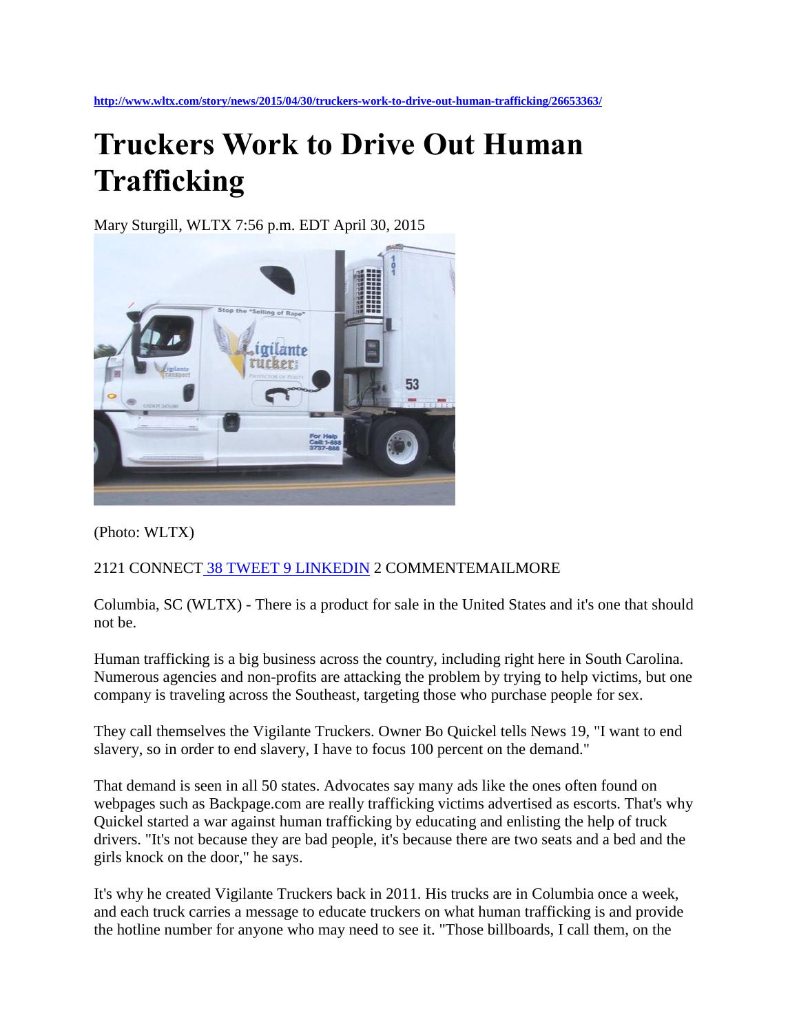http://www.wltx.com/story/news/2015/04/30/truckers-work-to-drive-out-human-trafficking/26653363/

# Truckers Work to Drive Out Human Trafficking

Mary Sturgill, WLTX 7:56 p.m. EDT April 30, 2015

(Photo: WLTX)

2121 CONNECT 38 TWEET 9 LINKEDIN 2 COMMENTEMAILMORE

Columbia, SC (WLTX) - There is a product for sale in the United States and it's one that should not be.

Human trafficking is a big business across the country, including right here in South Carolina. Numerous agencies and non-profits are attacking the problem by trying to help victims, but one company is traveling across the Southeast, targeting those who purchase people for sex.

They call themselves the Vigilante Truckers. Owner Bo Quickel tells News 19, "I want to end slavery, so in order to end slavery, I have to focus 100 percent on the demand."

That demand is seen in all 50 states. Advocates say many ads like the ones often found on webpages such as Backpage.com are really trafficking victims advertised as escorts. That's why Quickel started a war against human trafficking by educating and enlisting the help of truck drivers. "It's not because they are bad people, it's because there are two seats and a bed and the girls knock on the door," he says.

It's why he created Vigilante Truckers back in 2011. His trucks are in Columbia once a week, and each truck carries a message to educate truckers on what human trafficking is and provide the hotline number for anyone who may need to see it. "Those billboards, I call them, on the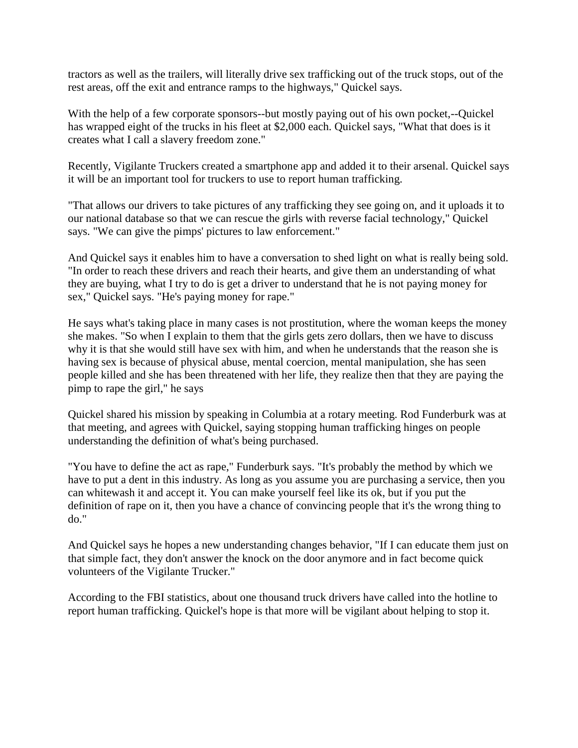tractors as well as the trailers, will literally drive sex trafficking out of the truck stops, out of the rest areas, off the exit and entrance ramps to the highways," Quickel says.

With the help of a few corporate sponsors--but mostly paying out of his own pocket,--Quickel has wrapped eight of the trucks in his fleet at $2,000 each. Quickel says, "What that does is it creates what I call a slavery freedom zone."

Recently, Vigilante Truckers created a smartphone app and added it to their arsenal. Quickel says it will be an important tool for truckers to use to report human trafficking.

"That allows our drivers to take pictures of any trafficking they see going on, and it uploads it to our national database so that we can rescue the girls with reverse facial technology," Quickel says. "We can give the pimps' pictures to law enforcement."

And Quickel says it enables him to have a conversation to shed light on what is really being sold. "In order to reach these drivers and reach their hearts, and give them an understanding of what they are buying, what I try to do is get a driver to understand that he is not paying money for sex," Quickel says. "He's paying money for rape."

He says what's taking place in many cases is not prostitution, where the woman keeps the money she makes. "So when I explain to them that the girls gets zero dollars, then we have to discuss why it is that she would still have sex with him, and when he understands that the reason she is having sex is because of physical abuse, mental coercion, mental manipulation, she has seen people killed and she has been threatened with her life, they realize then that they are paying the pimp to rape the girl," he says

Quickel shared his mission by speaking in Columbia at a rotary meeting. Rod Funderburk was at that meeting, and agrees with Quickel, saying stopping human trafficking hinges on people understanding the definition of what's being purchased.

"You have to define the act as rape," Funderburk says. "It's probably the method by which we have to put a dent in this industry. As long as you assume you are purchasing a service, then you can whitewash it and accept it. You can make yourself feel like its ok, but if you put the definition of rape on it, then you have a chance of convincing people that it's the wrong thing to do."

And Quickel says he hopes a new understanding changes behavior, "If I can educate them just on that simple fact, they don't answer the knock on the door anymore and in fact become quick volunteers of the Vigilante Trucker."

According to the FBI statistics, about one thousand truck drivers have called into the hotline to report human trafficking. Quickel's hope is that more will be vigilant about helping to stop it.